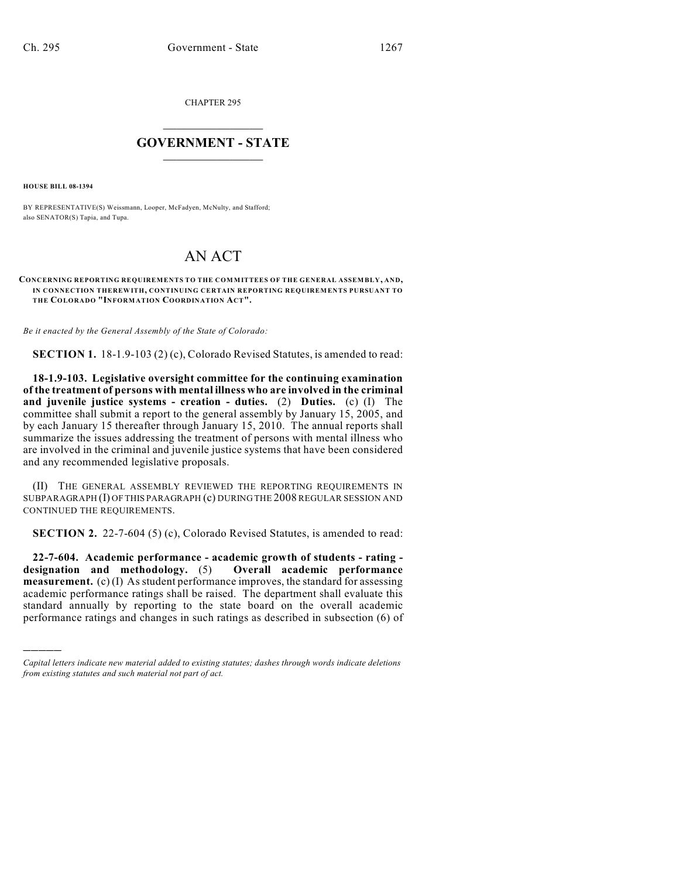CHAPTER 295

# GOVERNMENT - STATE

**HOUSE BILL 08-1394**

BY REPRESENTATIVE(S) Weissmann, Looper, McFadyen, McNulty, and Stafford; also SENATOR(S) Tapia, and Tupa.

# AN ACT

**CONCERNING REPORTING REQUIREMENTS TO THE COMMITTEES OF THE GENERAL ASSEMBLY, AND, IN CONNECTION THEREWITH, CONTINUING CERTAIN REPORTING REQUIREMENTS PURSUANT TO THE COLORADO "INFORMATION COORDINATION ACT".**

*Be it enacted by the General Assembly of the State of Colorado:*

**SECTION 1.** 18-1.9-103 (2) (c), Colorado Revised Statutes, is amended to read:

**18-1.9-103. Legislative oversight committee for the continuing examination of the treatment of persons with mental illness who are involved in the criminal and juvenile justice systems - creation - duties.** (2) **Duties.** (c) (I) The committee shall submit a report to the general assembly by January 15, 2005, and by each January 15 thereafter through January 15, 2010. The annual reports shall summarize the issues addressing the treatment of persons with mental illness who are involved in the criminal and juvenile justice systems that have been considered and any recommended legislative proposals.

(II) THE GENERAL ASSEMBLY REVIEWED THE REPORTING REQUIREMENTS IN SUBPARAGRAPH (I) OF THIS PARAGRAPH (c) DURING THE 2008 REGULAR SESSION AND CONTINUED THE REQUIREMENTS.

**SECTION 2.** 22-7-604 (5) (c), Colorado Revised Statutes, is amended to read:

**22-7-604. Academic performance - academic growth of students - rating - designation and methodology.** (5) **Overall academic performance measurement.** (c) (I) As student performance improves, the standard for assessing academic performance ratings shall be raised. The department shall evaluate this standard annually by reporting to the state board on the overall academic performance ratings and changes in such ratings as described in subsection (6) of

---

*Capital letters indicate new material added to existing statutes; dashes through words indicate deletions from existing statutes and such material not part of act.*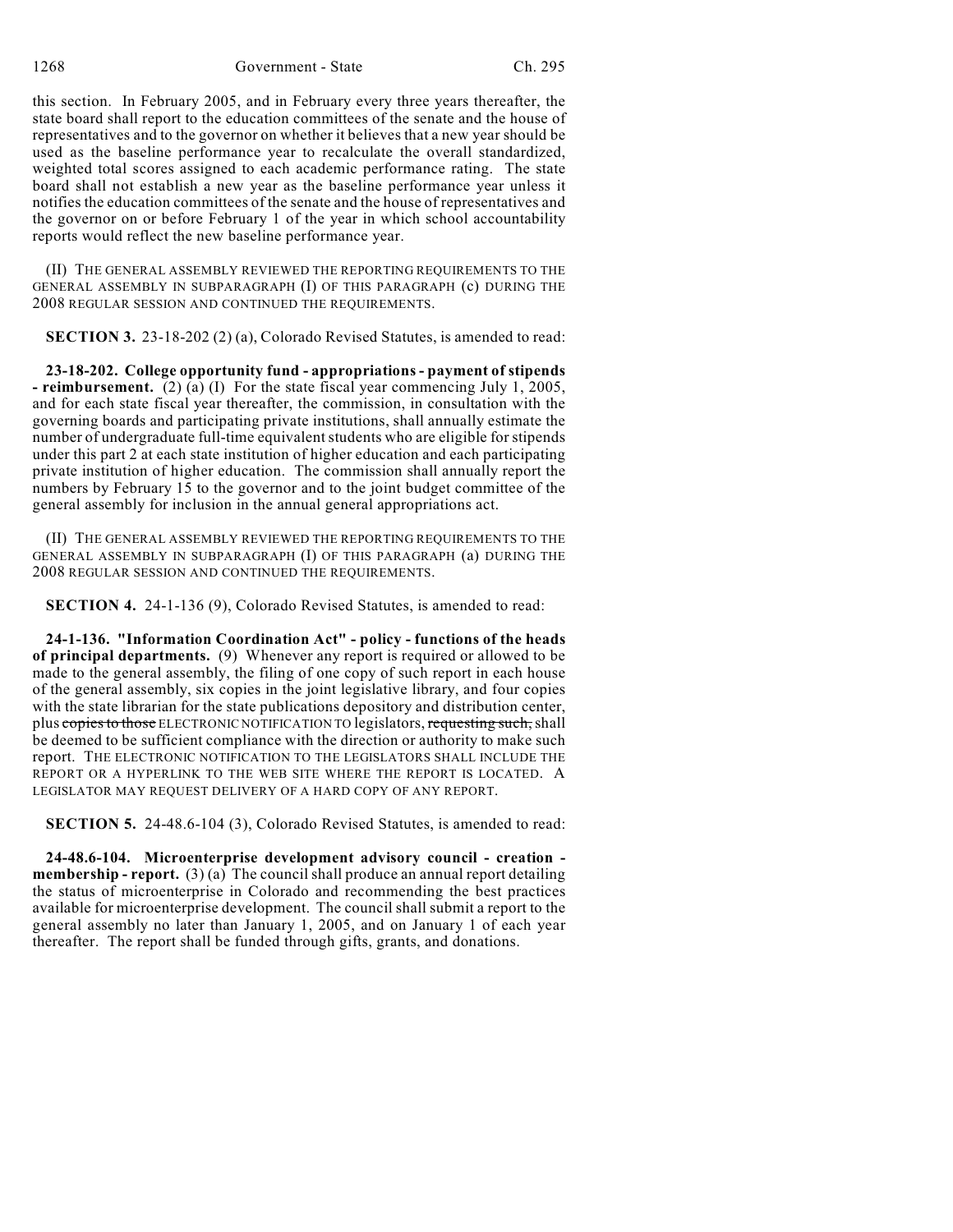this section. In February 2005, and in February every three years thereafter, the state board shall report to the education committees of the senate and the house of representatives and to the governor on whether it believes that a new year should be used as the baseline performance year to recalculate the overall standardized, weighted total scores assigned to each academic performance rating. The state board shall not establish a new year as the baseline performance year unless it notifies the education committees of the senate and the house of representatives and the governor on or before February 1 of the year in which school accountability reports would reflect the new baseline performance year.

(II) THE GENERAL ASSEMBLY REVIEWED THE REPORTING REQUIREMENTS TO THE GENERAL ASSEMBLY IN SUBPARAGRAPH (I) OF THIS PARAGRAPH (c) DURING THE 2008 REGULAR SESSION AND CONTINUED THE REQUIREMENTS.

**SECTION 3.** 23-18-202 (2) (a), Colorado Revised Statutes, is amended to read:

**23-18-202. College opportunity fund - appropriations - payment of stipends - reimbursement.** (2) (a) (I) For the state fiscal year commencing July 1, 2005, and for each state fiscal year thereafter, the commission, in consultation with the governing boards and participating private institutions, shall annually estimate the number of undergraduate full-time equivalent students who are eligible for stipends under this part 2 at each state institution of higher education and each participating private institution of higher education. The commission shall annually report the numbers by February 15 to the governor and to the joint budget committee of the general assembly for inclusion in the annual general appropriations act.

(II) THE GENERAL ASSEMBLY REVIEWED THE REPORTING REQUIREMENTS TO THE GENERAL ASSEMBLY IN SUBPARAGRAPH (I) OF THIS PARAGRAPH (a) DURING THE 2008 REGULAR SESSION AND CONTINUED THE REQUIREMENTS.

**SECTION 4.** 24-1-136 (9), Colorado Revised Statutes, is amended to read:

**24-1-136. "Information Coordination Act" - policy - functions of the heads of principal departments.** (9) Whenever any report is required or allowed to be made to the general assembly, the filing of one copy of such report in each house of the general assembly, six copies in the joint legislative library, and four copies with the state librarian for the state publications depository and distribution center, plus ~~copies to those~~ ELECTRONIC NOTIFICATION TO legislators, ~~requesting such,~~ shall be deemed to be sufficient compliance with the direction or authority to make such report. THE ELECTRONIC NOTIFICATION TO THE LEGISLATORS SHALL INCLUDE THE REPORT OR A HYPERLINK TO THE WEB SITE WHERE THE REPORT IS LOCATED. A LEGISLATOR MAY REQUEST DELIVERY OF A HARD COPY OF ANY REPORT.

**SECTION 5.** 24-48.6-104 (3), Colorado Revised Statutes, is amended to read:

**24-48.6-104. Microenterprise development advisory council - creation - membership - report.** (3) (a) The council shall produce an annual report detailing the status of microenterprise in Colorado and recommending the best practices available for microenterprise development. The council shall submit a report to the general assembly no later than January 1, 2005, and on January 1 of each year thereafter. The report shall be funded through gifts, grants, and donations.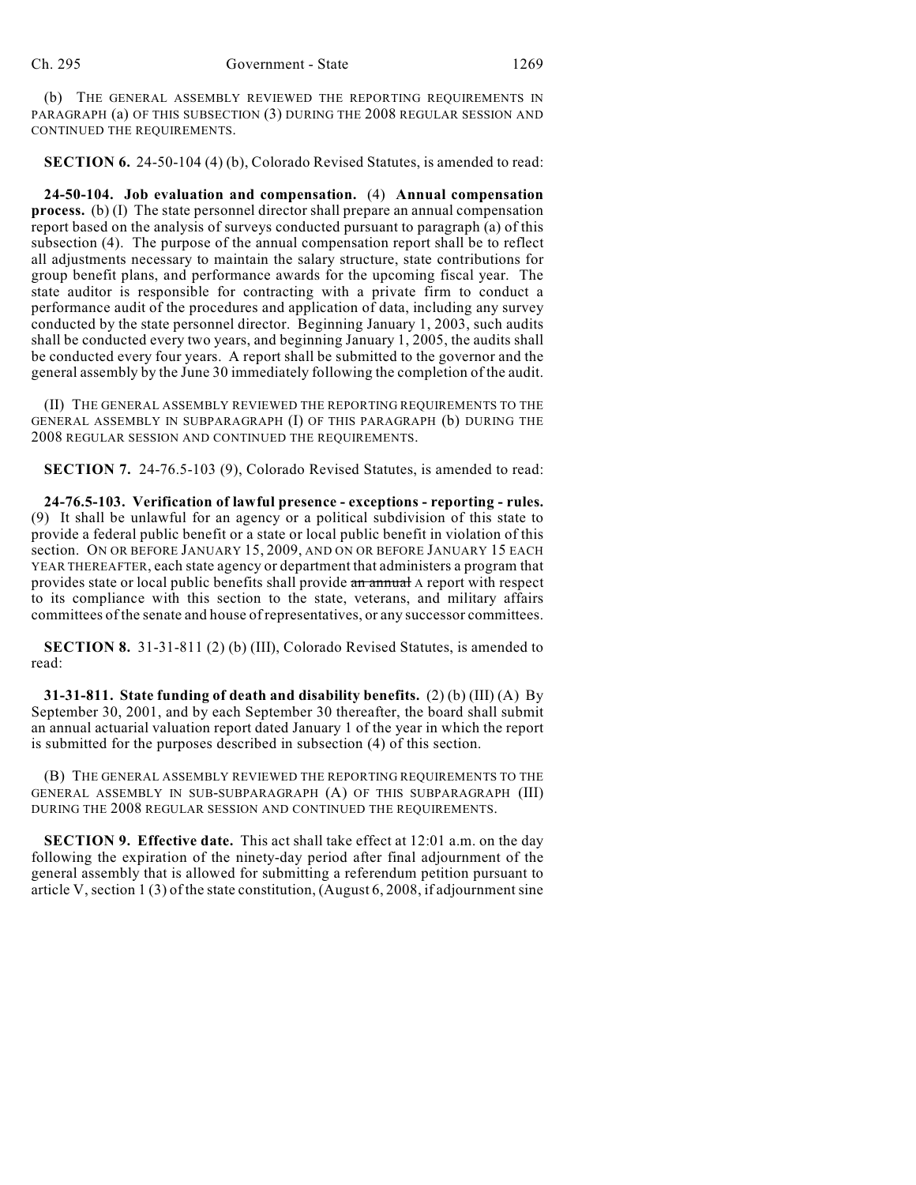(b) THE GENERAL ASSEMBLY REVIEWED THE REPORTING REQUIREMENTS IN PARAGRAPH (a) OF THIS SUBSECTION (3) DURING THE 2008 REGULAR SESSION AND CONTINUED THE REQUIREMENTS.

**SECTION 6.** 24-50-104 (4) (b), Colorado Revised Statutes, is amended to read:

**24-50-104. Job evaluation and compensation.** (4) **Annual compensation process.** (b) (I) The state personnel director shall prepare an annual compensation report based on the analysis of surveys conducted pursuant to paragraph (a) of this subsection (4). The purpose of the annual compensation report shall be to reflect all adjustments necessary to maintain the salary structure, state contributions for group benefit plans, and performance awards for the upcoming fiscal year. The state auditor is responsible for contracting with a private firm to conduct a performance audit of the procedures and application of data, including any survey conducted by the state personnel director. Beginning January 1, 2003, such audits shall be conducted every two years, and beginning January 1, 2005, the audits shall be conducted every four years. A report shall be submitted to the governor and the general assembly by the June 30 immediately following the completion of the audit.

(II) THE GENERAL ASSEMBLY REVIEWED THE REPORTING REQUIREMENTS TO THE GENERAL ASSEMBLY IN SUBPARAGRAPH (I) OF THIS PARAGRAPH (b) DURING THE 2008 REGULAR SESSION AND CONTINUED THE REQUIREMENTS.

**SECTION 7.** 24-76.5-103 (9), Colorado Revised Statutes, is amended to read:

**24-76.5-103. Verification of lawful presence - exceptions - reporting - rules.** (9) It shall be unlawful for an agency or a political subdivision of this state to provide a federal public benefit or a state or local public benefit in violation of this section. ON OR BEFORE JANUARY 15, 2009, AND ON OR BEFORE JANUARY 15 EACH YEAR THEREAFTER, each state agency or department that administers a program that provides state or local public benefits shall provide ~~an annual~~ A report with respect to its compliance with this section to the state, veterans, and military affairs committees of the senate and house of representatives, or any successor committees.

**SECTION 8.** 31-31-811 (2) (b) (III), Colorado Revised Statutes, is amended to read:

**31-31-811. State funding of death and disability benefits.** (2) (b) (III) (A) By September 30, 2001, and by each September 30 thereafter, the board shall submit an annual actuarial valuation report dated January 1 of the year in which the report is submitted for the purposes described in subsection (4) of this section.

(B) THE GENERAL ASSEMBLY REVIEWED THE REPORTING REQUIREMENTS TO THE GENERAL ASSEMBLY IN SUB-SUBPARAGRAPH (A) OF THIS SUBPARAGRAPH (III) DURING THE 2008 REGULAR SESSION AND CONTINUED THE REQUIREMENTS.

**SECTION 9. Effective date.** This act shall take effect at 12:01 a.m. on the day following the expiration of the ninety-day period after final adjournment of the general assembly that is allowed for submitting a referendum petition pursuant to article V, section 1 (3) of the state constitution, (August 6, 2008, if adjournment sine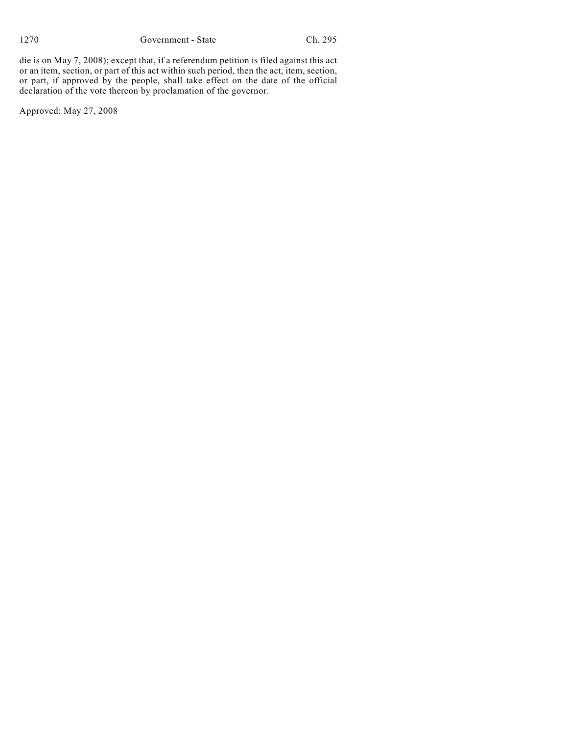die is on May 7, 2008); except that, if a referendum petition is filed against this act or an item, section, or part of this act within such period, then the act, item, section, or part, if approved by the people, shall take effect on the date of the official declaration of the vote thereon by proclamation of the governor.

Approved: May 27, 2008